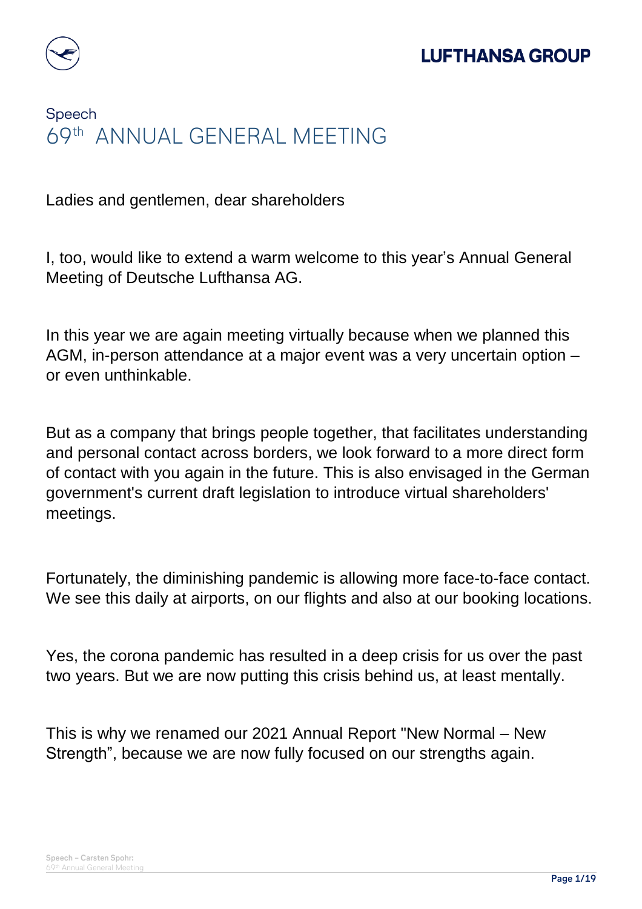Speech

# 69th ANNUAL GENERAL MEETING

Ladies and gentlemen, dear shareholders

I, too, would like to extend a warm welcome to this year's Annual General Meeting of Deutsche Lufthansa AG.

In this year we are again meeting virtually because when we planned this AGM, in-person attendance at a major event was a very uncertain option – or even unthinkable.

But as a company that brings people together, that facilitates understanding and personal contact across borders, we look forward to a more direct form of contact with you again in the future. This is also envisaged in the German government's current draft legislation to introduce virtual shareholders' meetings.

Fortunately, the diminishing pandemic is allowing more face-to-face contact. We see this daily at airports, on our flights and also at our booking locations.

Yes, the corona pandemic has resulted in a deep crisis for us over the past two years. But we are now putting this crisis behind us, at least mentally.

This is why we renamed our 2021 Annual Report "New Normal – New Strength", because we are now fully focused on our strengths again.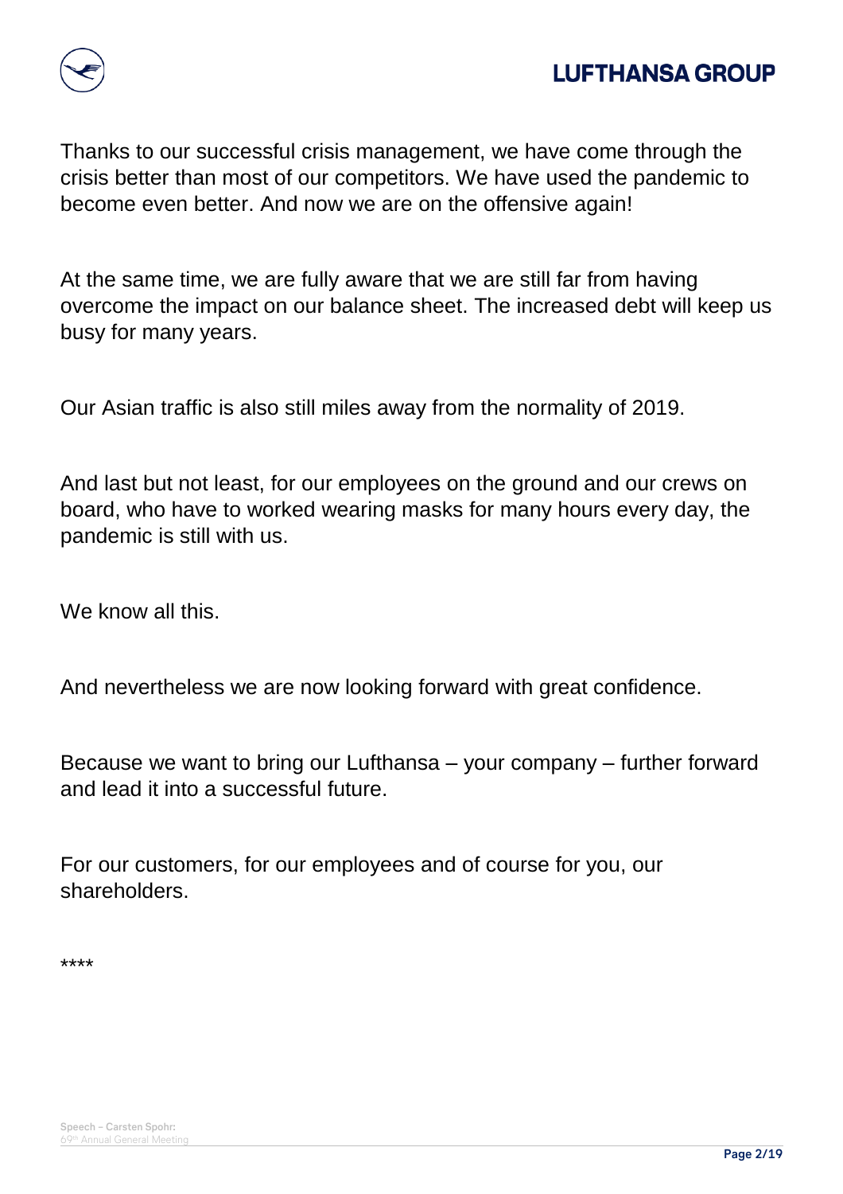Thanks to our successful crisis management, we have come through the crisis better than most of our competitors. We have used the pandemic to become even better. And now we are on the offensive again!

At the same time, we are fully aware that we are still far from having overcome the impact on our balance sheet. The increased debt will keep us busy for many years.

Our Asian traffic is also still miles away from the normality of 2019.

And last but not least, for our employees on the ground and our crews on board, who have to worked wearing masks for many hours every day, the pandemic is still with us.

We know all this.

And nevertheless we are now looking forward with great confidence.

Because we want to bring our Lufthansa – your company – further forward and lead it into a successful future.

For our customers, for our employees and of course for you, our shareholders.

****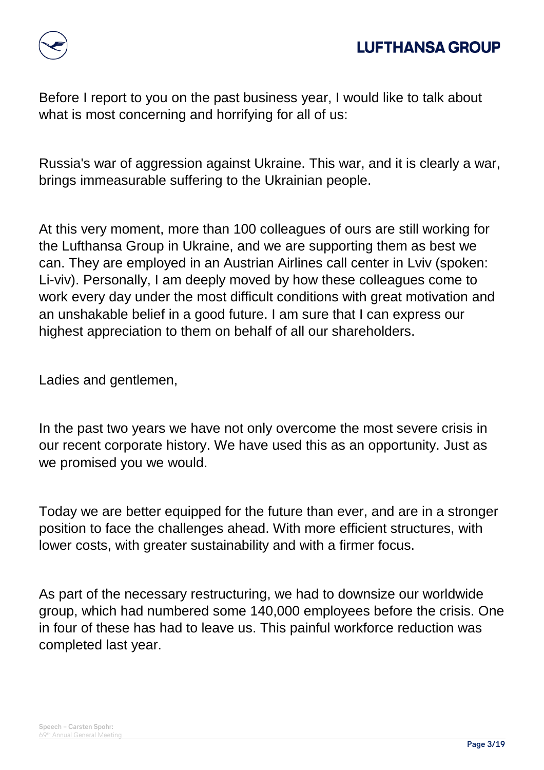Before I report to you on the past business year, I would like to talk about what is most concerning and horrifying for all of us:

Russia's war of aggression against Ukraine. This war, and it is clearly a war, brings immeasurable suffering to the Ukrainian people.

At this very moment, more than 100 colleagues of ours are still working for the Lufthansa Group in Ukraine, and we are supporting them as best we can. They are employed in an Austrian Airlines call center in Lviv (spoken: Li-viv). Personally, I am deeply moved by how these colleagues come to work every day under the most difficult conditions with great motivation and an unshakable belief in a good future. I am sure that I can express our highest appreciation to them on behalf of all our shareholders.

Ladies and gentlemen,

In the past two years we have not only overcome the most severe crisis in our recent corporate history. We have used this as an opportunity. Just as we promised you we would.

Today we are better equipped for the future than ever, and are in a stronger position to face the challenges ahead. With more efficient structures, with lower costs, with greater sustainability and with a firmer focus.

As part of the necessary restructuring, we had to downsize our worldwide group, which had numbered some 140,000 employees before the crisis. One in four of these has had to leave us. This painful workforce reduction was completed last year.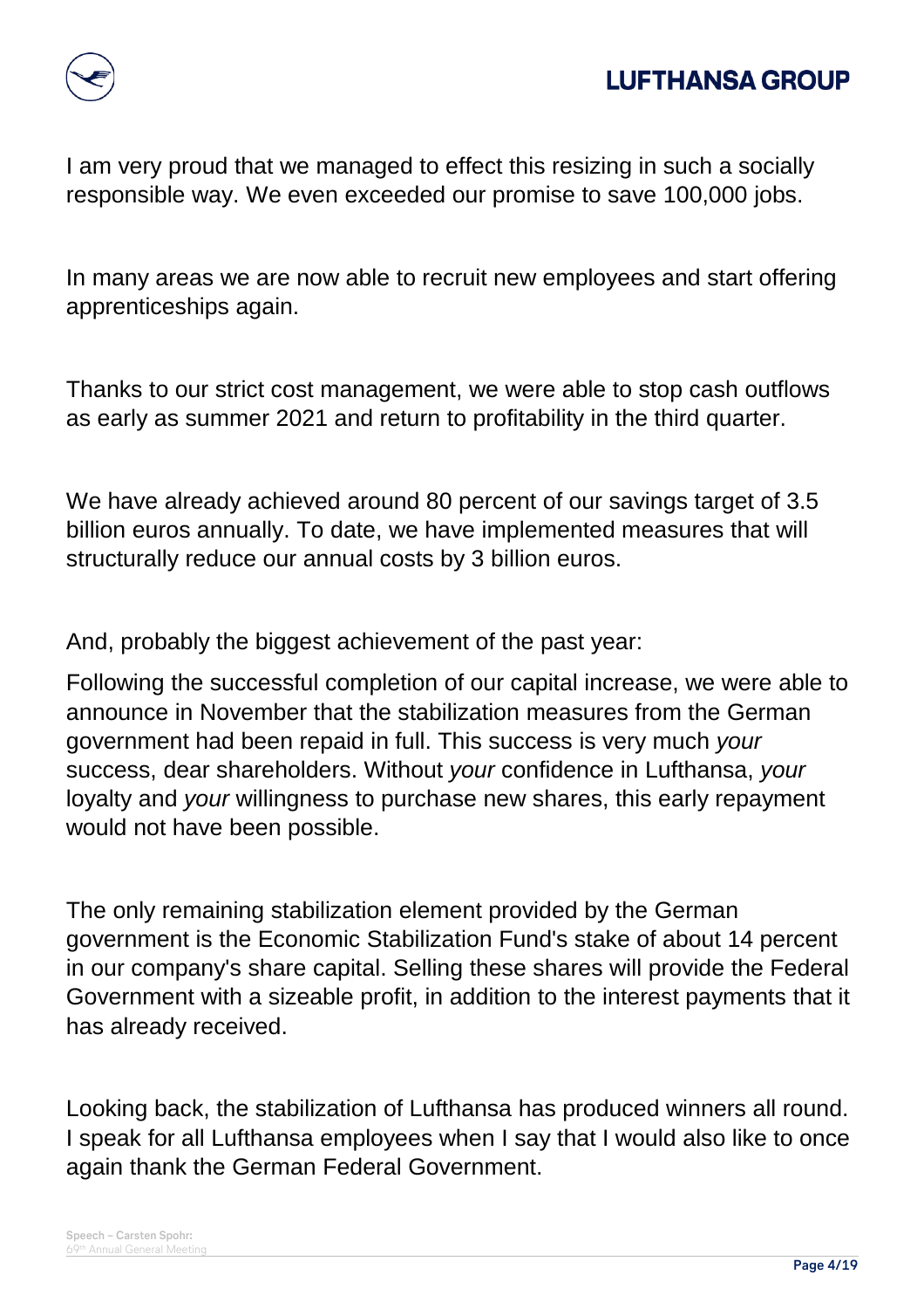I am very proud that we managed to effect this resizing in such a socially responsible way. We even exceeded our promise to save 100,000 jobs.

In many areas we are now able to recruit new employees and start offering apprenticeships again.

Thanks to our strict cost management, we were able to stop cash outflows as early as summer 2021 and return to profitability in the third quarter.

We have already achieved around 80 percent of our savings target of 3.5 billion euros annually. To date, we have implemented measures that will structurally reduce our annual costs by 3 billion euros.

And, probably the biggest achievement of the past year:

Following the successful completion of our capital increase, we were able to announce in November that the stabilization measures from the German government had been repaid in full. This success is very much *your* success, dear shareholders. Without *your* confidence in Lufthansa, *your* loyalty and *your* willingness to purchase new shares, this early repayment would not have been possible.

The only remaining stabilization element provided by the German government is the Economic Stabilization Fund's stake of about 14 percent in our company's share capital. Selling these shares will provide the Federal Government with a sizeable profit, in addition to the interest payments that it has already received.

Looking back, the stabilization of Lufthansa has produced winners all round. I speak for all Lufthansa employees when I say that I would also like to once again thank the German Federal Government.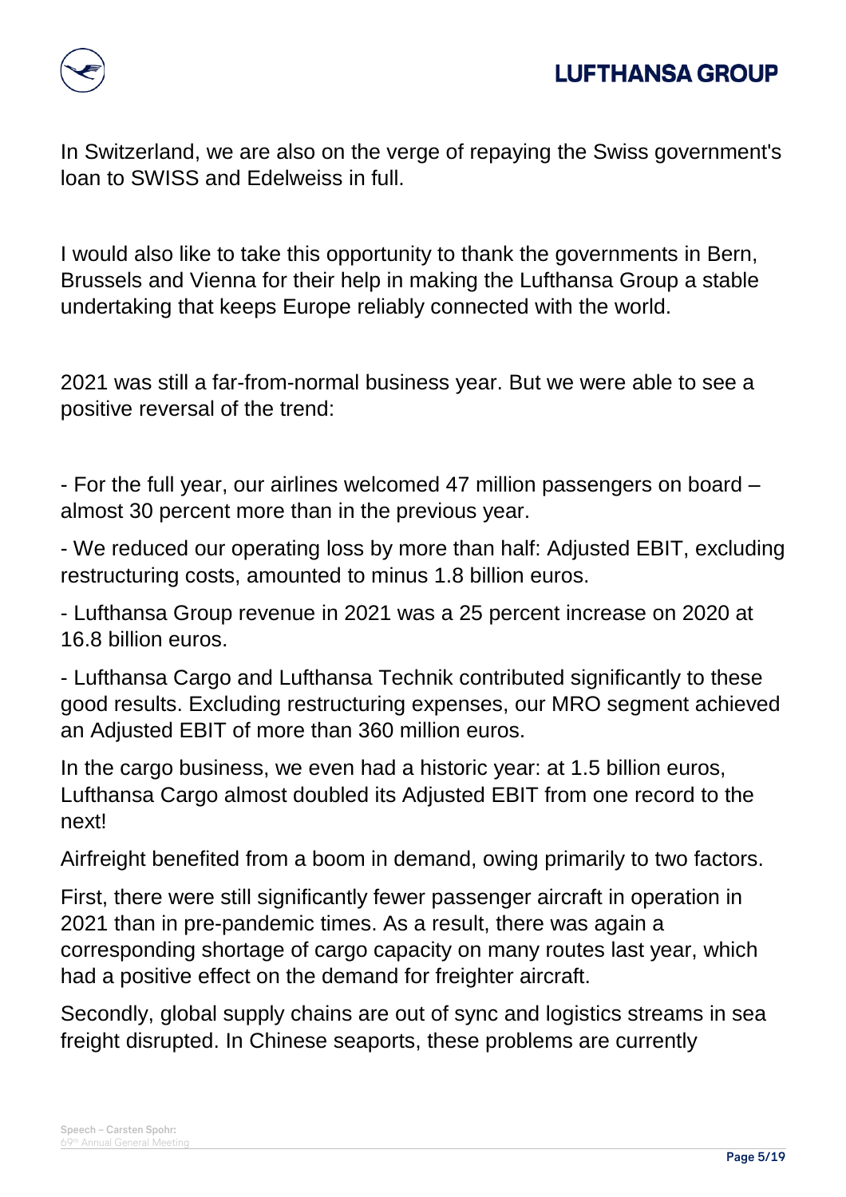In Switzerland, we are also on the verge of repaying the Swiss government's loan to SWISS and Edelweiss in full.

I would also like to take this opportunity to thank the governments in Bern, Brussels and Vienna for their help in making the Lufthansa Group a stable undertaking that keeps Europe reliably connected with the world.

2021 was still a far-from-normal business year. But we were able to see a positive reversal of the trend:

- For the full year, our airlines welcomed 47 million passengers on board – almost 30 percent more than in the previous year.
- We reduced our operating loss by more than half: Adjusted EBIT, excluding restructuring costs, amounted to minus 1.8 billion euros.
- Lufthansa Group revenue in 2021 was a 25 percent increase on 2020 at 16.8 billion euros.
- Lufthansa Cargo and Lufthansa Technik contributed significantly to these good results. Excluding restructuring expenses, our MRO segment achieved an Adjusted EBIT of more than 360 million euros.

In the cargo business, we even had a historic year: at 1.5 billion euros, Lufthansa Cargo almost doubled its Adjusted EBIT from one record to the next!

Airfreight benefited from a boom in demand, owing primarily to two factors.

First, there were still significantly fewer passenger aircraft in operation in 2021 than in pre-pandemic times. As a result, there was again a corresponding shortage of cargo capacity on many routes last year, which had a positive effect on the demand for freighter aircraft.

Secondly, global supply chains are out of sync and logistics streams in sea freight disrupted. In Chinese seaports, these problems are currently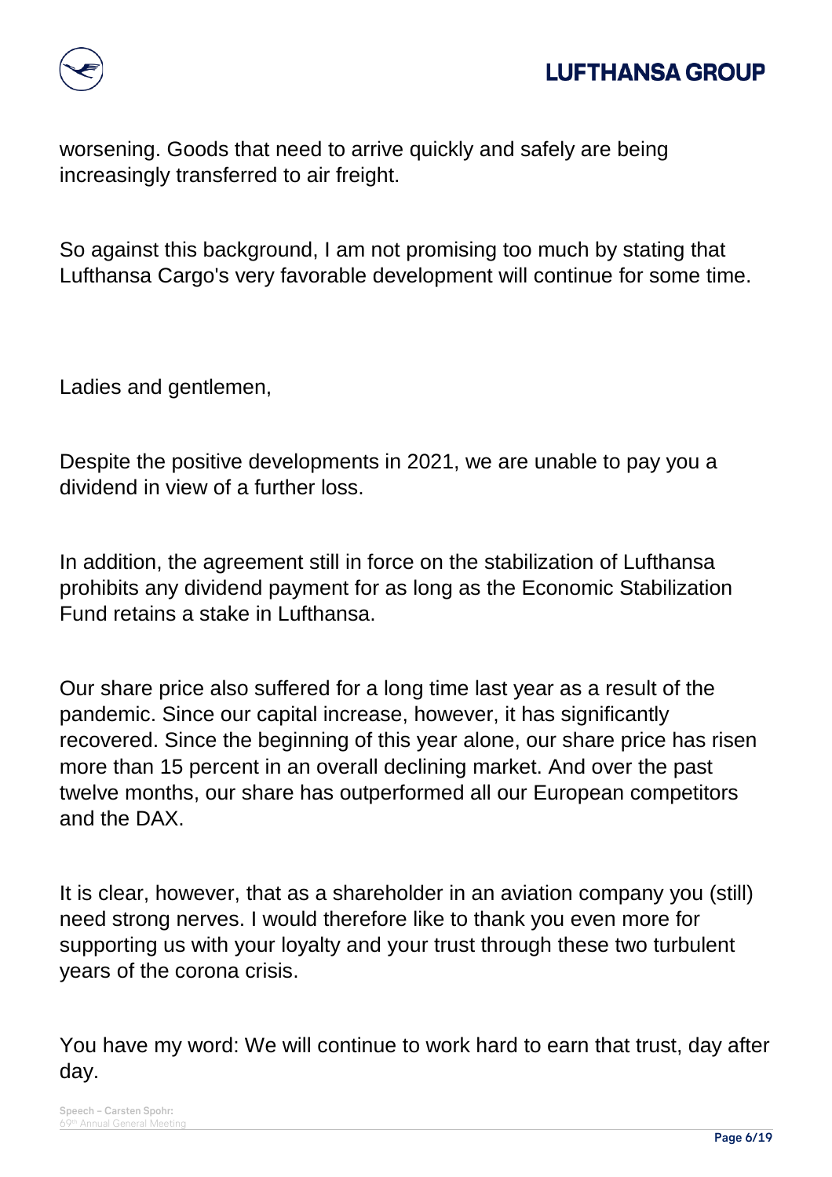worsening. Goods that need to arrive quickly and safely are being increasingly transferred to air freight.

So against this background, I am not promising too much by stating that Lufthansa Cargo's very favorable development will continue for some time.

Ladies and gentlemen,

Despite the positive developments in 2021, we are unable to pay you a dividend in view of a further loss.

In addition, the agreement still in force on the stabilization of Lufthansa prohibits any dividend payment for as long as the Economic Stabilization Fund retains a stake in Lufthansa.

Our share price also suffered for a long time last year as a result of the pandemic. Since our capital increase, however, it has significantly recovered. Since the beginning of this year alone, our share price has risen more than 15 percent in an overall declining market. And over the past twelve months, our share has outperformed all our European competitors and the DAX.

It is clear, however, that as a shareholder in an aviation company you (still) need strong nerves. I would therefore like to thank you even more for supporting us with your loyalty and your trust through these two turbulent years of the corona crisis.

You have my word: We will continue to work hard to earn that trust, day after day.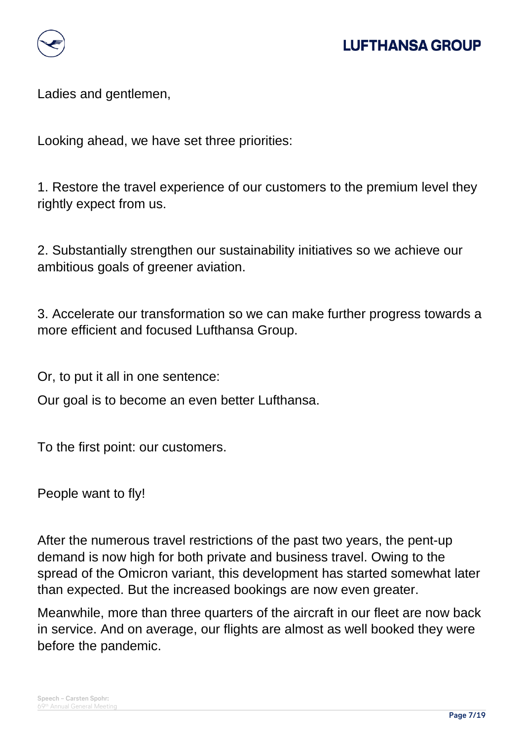Ladies and gentlemen,

Looking ahead, we have set three priorities:

1. Restore the travel experience of our customers to the premium level they rightly expect from us.

2. Substantially strengthen our sustainability initiatives so we achieve our ambitious goals of greener aviation.

3. Accelerate our transformation so we can make further progress towards a more efficient and focused Lufthansa Group.

Or, to put it all in one sentence:

Our goal is to become an even better Lufthansa.

To the first point: our customers.

People want to fly!

After the numerous travel restrictions of the past two years, the pent-up demand is now high for both private and business travel. Owing to the spread of the Omicron variant, this development has started somewhat later than expected. But the increased bookings are now even greater.

Meanwhile, more than three quarters of the aircraft in our fleet are now back in service. And on average, our flights are almost as well booked they were before the pandemic.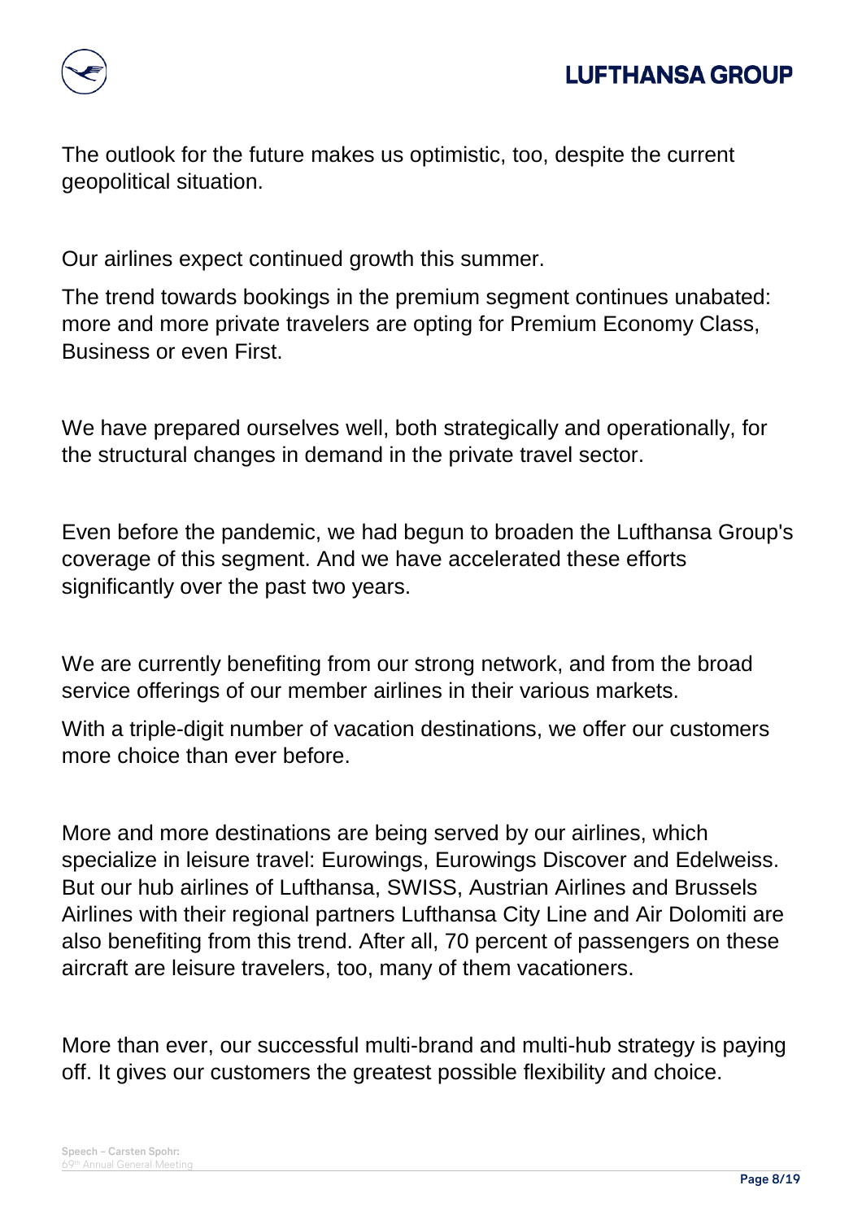The outlook for the future makes us optimistic, too, despite the current geopolitical situation.

Our airlines expect continued growth this summer.

The trend towards bookings in the premium segment continues unabated: more and more private travelers are opting for Premium Economy Class, Business or even First.

We have prepared ourselves well, both strategically and operationally, for the structural changes in demand in the private travel sector.

Even before the pandemic, we had begun to broaden the Lufthansa Group's coverage of this segment. And we have accelerated these efforts significantly over the past two years.

We are currently benefiting from our strong network, and from the broad service offerings of our member airlines in their various markets.

With a triple-digit number of vacation destinations, we offer our customers more choice than ever before.

More and more destinations are being served by our airlines, which specialize in leisure travel: Eurowings, Eurowings Discover and Edelweiss. But our hub airlines of Lufthansa, SWISS, Austrian Airlines and Brussels Airlines with their regional partners Lufthansa City Line and Air Dolomiti are also benefiting from this trend. After all, 70 percent of passengers on these aircraft are leisure travelers, too, many of them vacationers.

More than ever, our successful multi-brand and multi-hub strategy is paying off. It gives our customers the greatest possible flexibility and choice.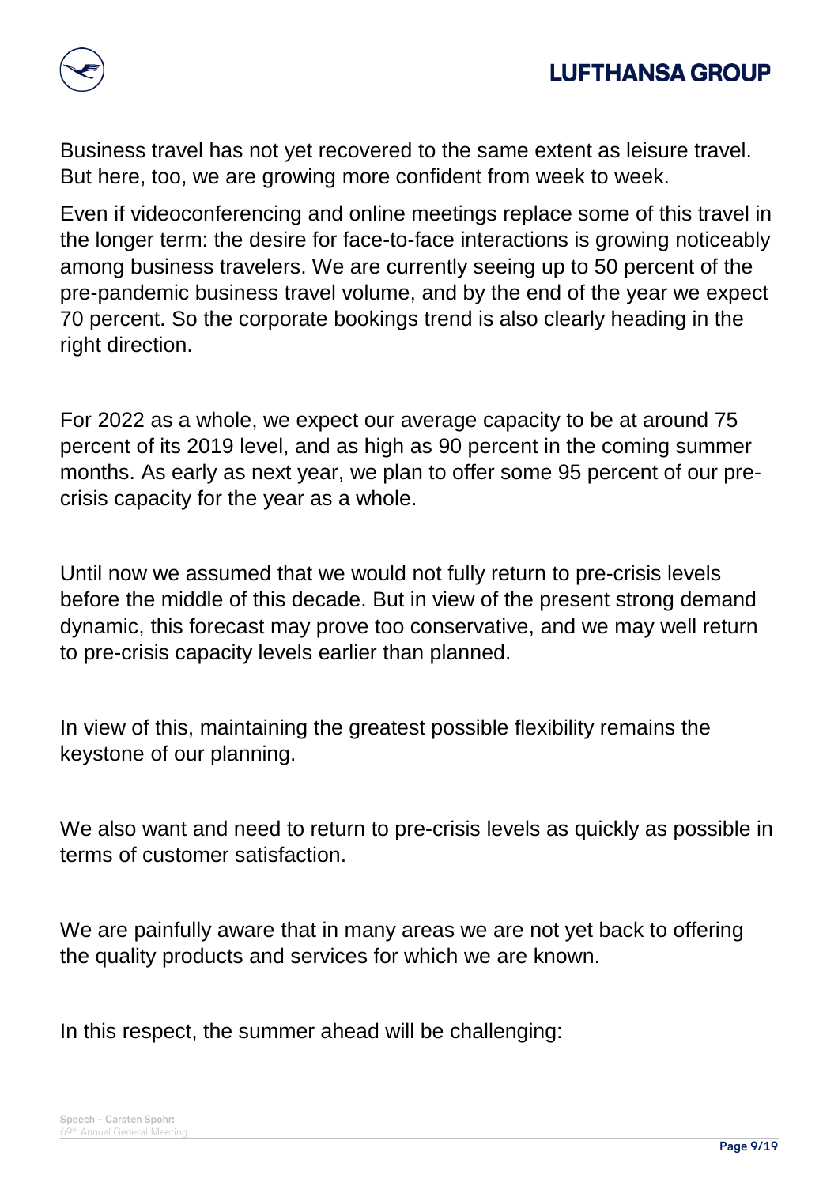Business travel has not yet recovered to the same extent as leisure travel. But here, too, we are growing more confident from week to week.

Even if videoconferencing and online meetings replace some of this travel in the longer term: the desire for face-to-face interactions is growing noticeably among business travelers. We are currently seeing up to 50 percent of the pre-pandemic business travel volume, and by the end of the year we expect 70 percent. So the corporate bookings trend is also clearly heading in the right direction.

For 2022 as a whole, we expect our average capacity to be at around 75 percent of its 2019 level, and as high as 90 percent in the coming summer months. As early as next year, we plan to offer some 95 percent of our pre-crisis capacity for the year as a whole.

Until now we assumed that we would not fully return to pre-crisis levels before the middle of this decade. But in view of the present strong demand dynamic, this forecast may prove too conservative, and we may well return to pre-crisis capacity levels earlier than planned.

In view of this, maintaining the greatest possible flexibility remains the keystone of our planning.

We also want and need to return to pre-crisis levels as quickly as possible in terms of customer satisfaction.

We are painfully aware that in many areas we are not yet back to offering the quality products and services for which we are known.

In this respect, the summer ahead will be challenging: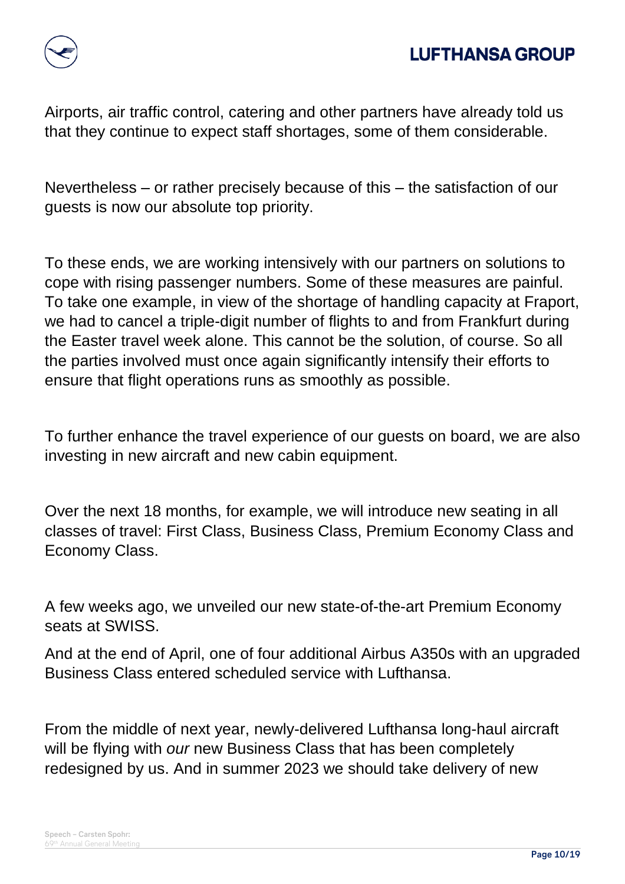Airports, air traffic control, catering and other partners have already told us that they continue to expect staff shortages, some of them considerable.

Nevertheless – or rather precisely because of this – the satisfaction of our guests is now our absolute top priority.

To these ends, we are working intensively with our partners on solutions to cope with rising passenger numbers. Some of these measures are painful. To take one example, in view of the shortage of handling capacity at Fraport, we had to cancel a triple-digit number of flights to and from Frankfurt during the Easter travel week alone. This cannot be the solution, of course. So all the parties involved must once again significantly intensify their efforts to ensure that flight operations runs as smoothly as possible.

To further enhance the travel experience of our guests on board, we are also investing in new aircraft and new cabin equipment.

Over the next 18 months, for example, we will introduce new seating in all classes of travel: First Class, Business Class, Premium Economy Class and Economy Class.

A few weeks ago, we unveiled our new state-of-the-art Premium Economy seats at SWISS.

And at the end of April, one of four additional Airbus A350s with an upgraded Business Class entered scheduled service with Lufthansa.

From the middle of next year, newly-delivered Lufthansa long-haul aircraft will be flying with *our* new Business Class that has been completely redesigned by us. And in summer 2023 we should take delivery of new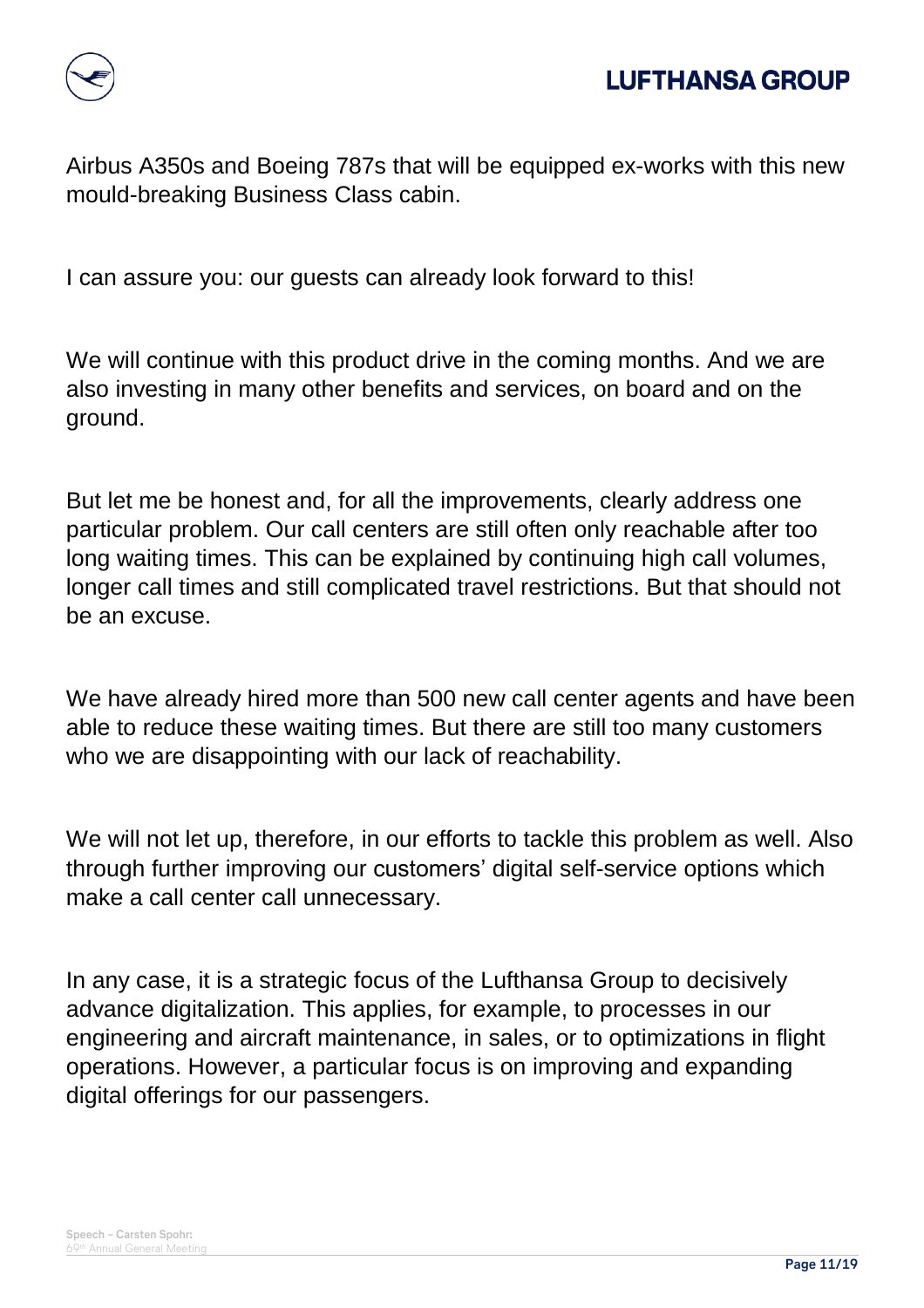Airbus A350s and Boeing 787s that will be equipped ex-works with this new mould-breaking Business Class cabin.

I can assure you: our guests can already look forward to this!

We will continue with this product drive in the coming months. And we are also investing in many other benefits and services, on board and on the ground.

But let me be honest and, for all the improvements, clearly address one particular problem. Our call centers are still often only reachable after too long waiting times. This can be explained by continuing high call volumes, longer call times and still complicated travel restrictions. But that should not be an excuse.

We have already hired more than 500 new call center agents and have been able to reduce these waiting times. But there are still too many customers who we are disappointing with our lack of reachability.

We will not let up, therefore, in our efforts to tackle this problem as well. Also through further improving our customers' digital self-service options which make a call center call unnecessary.

In any case, it is a strategic focus of the Lufthansa Group to decisively advance digitalization. This applies, for example, to processes in our engineering and aircraft maintenance, in sales, or to optimizations in flight operations. However, a particular focus is on improving and expanding digital offerings for our passengers.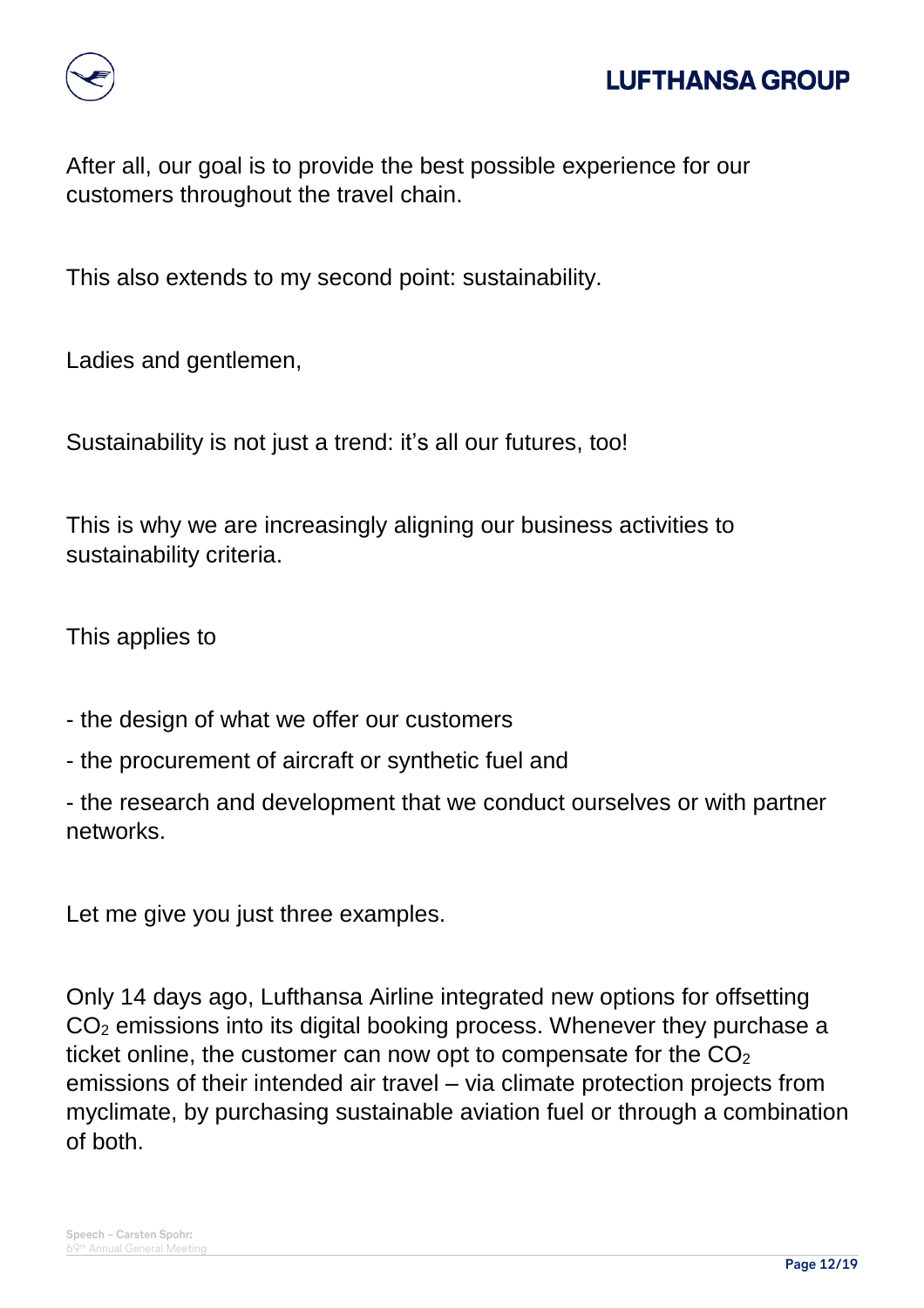After all, our goal is to provide the best possible experience for our customers throughout the travel chain.

This also extends to my second point: sustainability.

Ladies and gentlemen,

Sustainability is not just a trend: it's all our futures, too!

This is why we are increasingly aligning our business activities to sustainability criteria.

This applies to

- the design of what we offer our customers
- the procurement of aircraft or synthetic fuel and
- the research and development that we conduct ourselves or with partner networks.

Let me give you just three examples.

Only 14 days ago, Lufthansa Airline integrated new options for offsetting $CO_2$ emissions into its digital booking process. Whenever they purchase a ticket online, the customer can now opt to compensate for the $CO_2$ emissions of their intended air travel – via climate protection projects from myclimate, by purchasing sustainable aviation fuel or through a combination of both.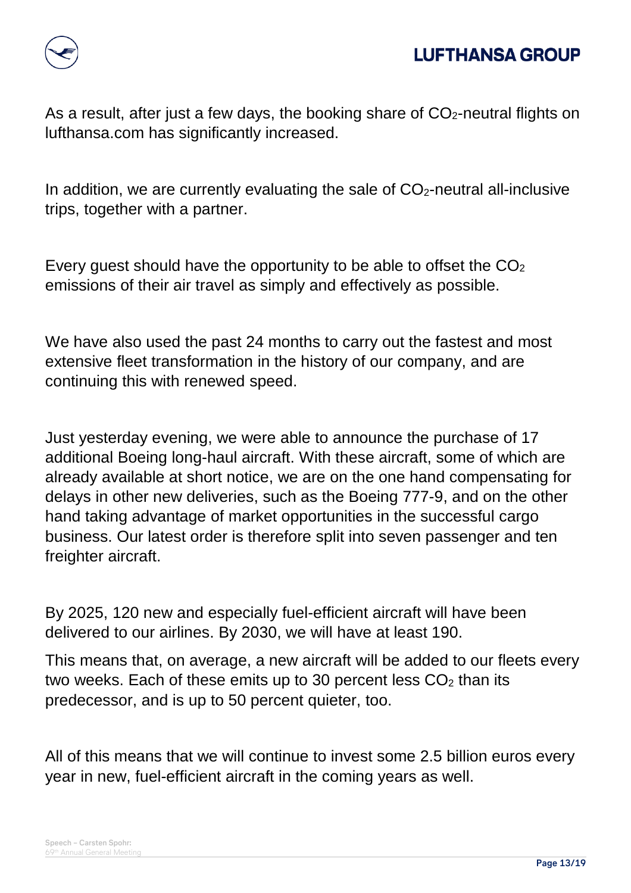As a result, after just a few days, the booking share of $CO_2$-neutral flights on lufthansa.com has significantly increased.

In addition, we are currently evaluating the sale of $CO_2$-neutral all-inclusive trips, together with a partner.

Every guest should have the opportunity to be able to offset the $CO_2$ emissions of their air travel as simply and effectively as possible.

We have also used the past 24 months to carry out the fastest and most extensive fleet transformation in the history of our company, and are continuing this with renewed speed.

Just yesterday evening, we were able to announce the purchase of 17 additional Boeing long-haul aircraft. With these aircraft, some of which are already available at short notice, we are on the one hand compensating for delays in other new deliveries, such as the Boeing 777-9, and on the other hand taking advantage of market opportunities in the successful cargo business. Our latest order is therefore split into seven passenger and ten freighter aircraft.

By 2025, 120 new and especially fuel-efficient aircraft will have been delivered to our airlines. By 2030, we will have at least 190.

This means that, on average, a new aircraft will be added to our fleets every two weeks. Each of these emits up to 30 percent less $CO_2$ than its predecessor, and is up to 50 percent quieter, too.

All of this means that we will continue to invest some 2.5 billion euros every year in new, fuel-efficient aircraft in the coming years as well.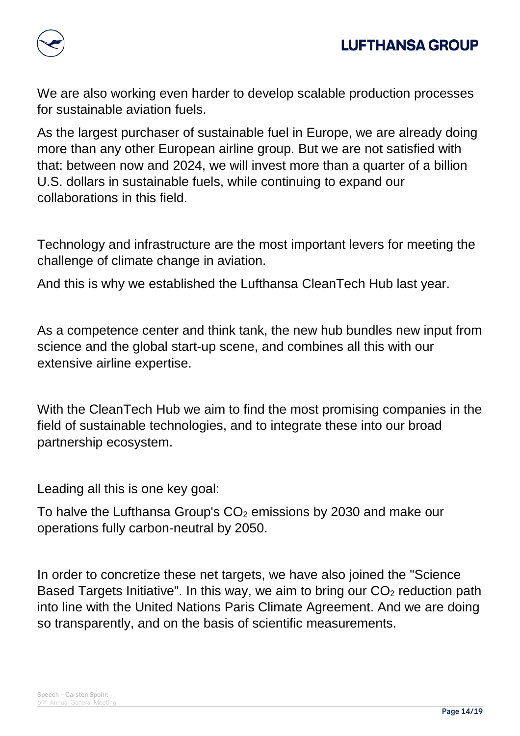We are also working even harder to develop scalable production processes for sustainable aviation fuels.

As the largest purchaser of sustainable fuel in Europe, we are already doing more than any other European airline group. But we are not satisfied with that: between now and 2024, we will invest more than a quarter of a billion U.S. dollars in sustainable fuels, while continuing to expand our collaborations in this field.

Technology and infrastructure are the most important levers for meeting the challenge of climate change in aviation.

And this is why we established the Lufthansa CleanTech Hub last year.

As a competence center and think tank, the new hub bundles new input from science and the global start-up scene, and combines all this with our extensive airline expertise.

With the CleanTech Hub we aim to find the most promising companies in the field of sustainable technologies, and to integrate these into our broad partnership ecosystem.

Leading all this is one key goal:

To halve the Lufthansa Group's $CO_2$ emissions by 2030 and make our operations fully carbon-neutral by 2050.

In order to concretize these net targets, we have also joined the "Science Based Targets Initiative". In this way, we aim to bring our $CO_2$ reduction path into line with the United Nations Paris Climate Agreement. And we are doing so transparently, and on the basis of scientific measurements.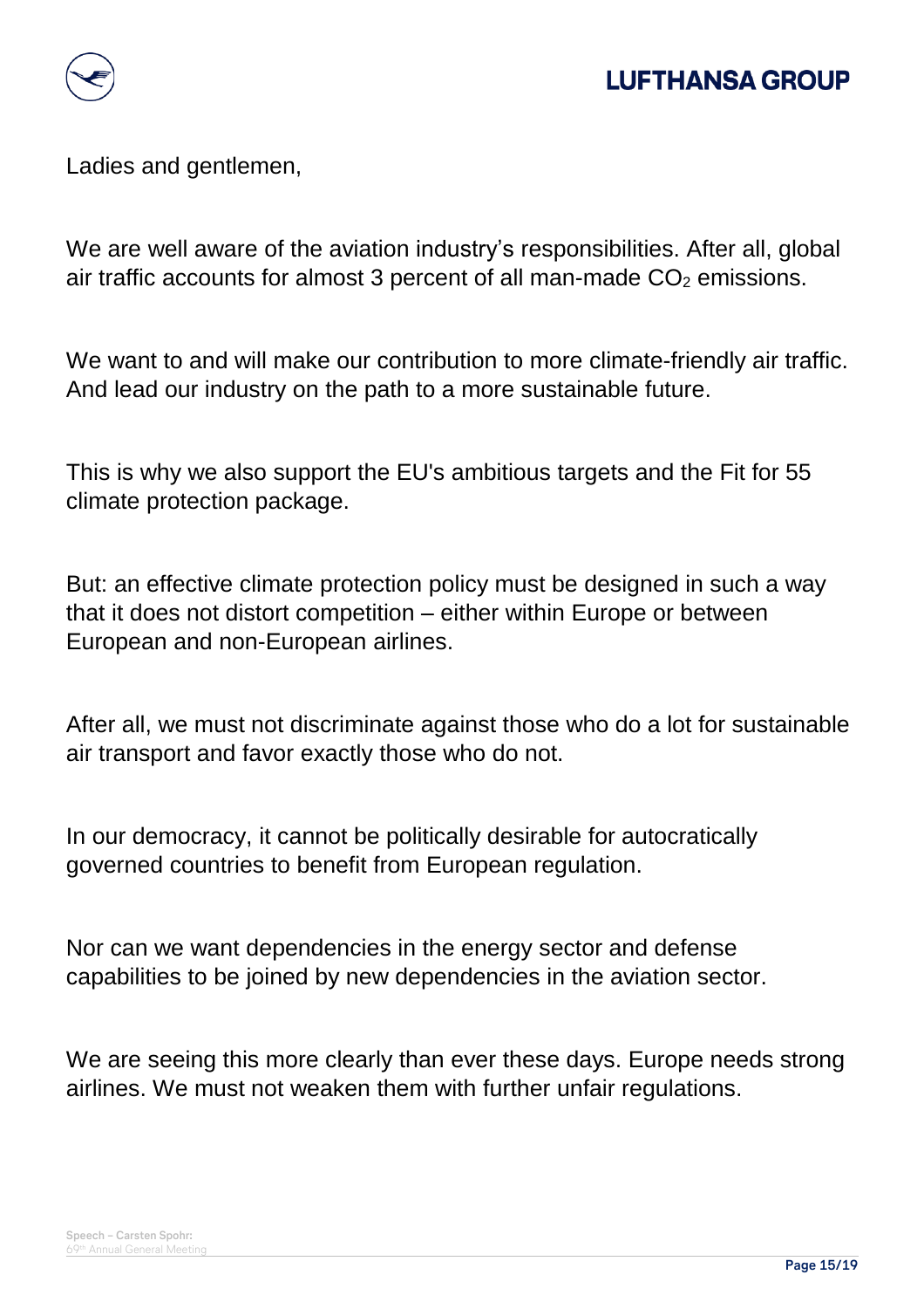Ladies and gentlemen,

We are well aware of the aviation industry's responsibilities. After all, global air traffic accounts for almost 3 percent of all man-made $CO_2$ emissions.

We want to and will make our contribution to more climate-friendly air traffic. And lead our industry on the path to a more sustainable future.

This is why we also support the EU's ambitious targets and the Fit for 55 climate protection package.

But: an effective climate protection policy must be designed in such a way that it does not distort competition – either within Europe or between European and non-European airlines.

After all, we must not discriminate against those who do a lot for sustainable air transport and favor exactly those who do not.

In our democracy, it cannot be politically desirable for autocratically governed countries to benefit from European regulation.

Nor can we want dependencies in the energy sector and defense capabilities to be joined by new dependencies in the aviation sector.

We are seeing this more clearly than ever these days. Europe needs strong airlines. We must not weaken them with further unfair regulations.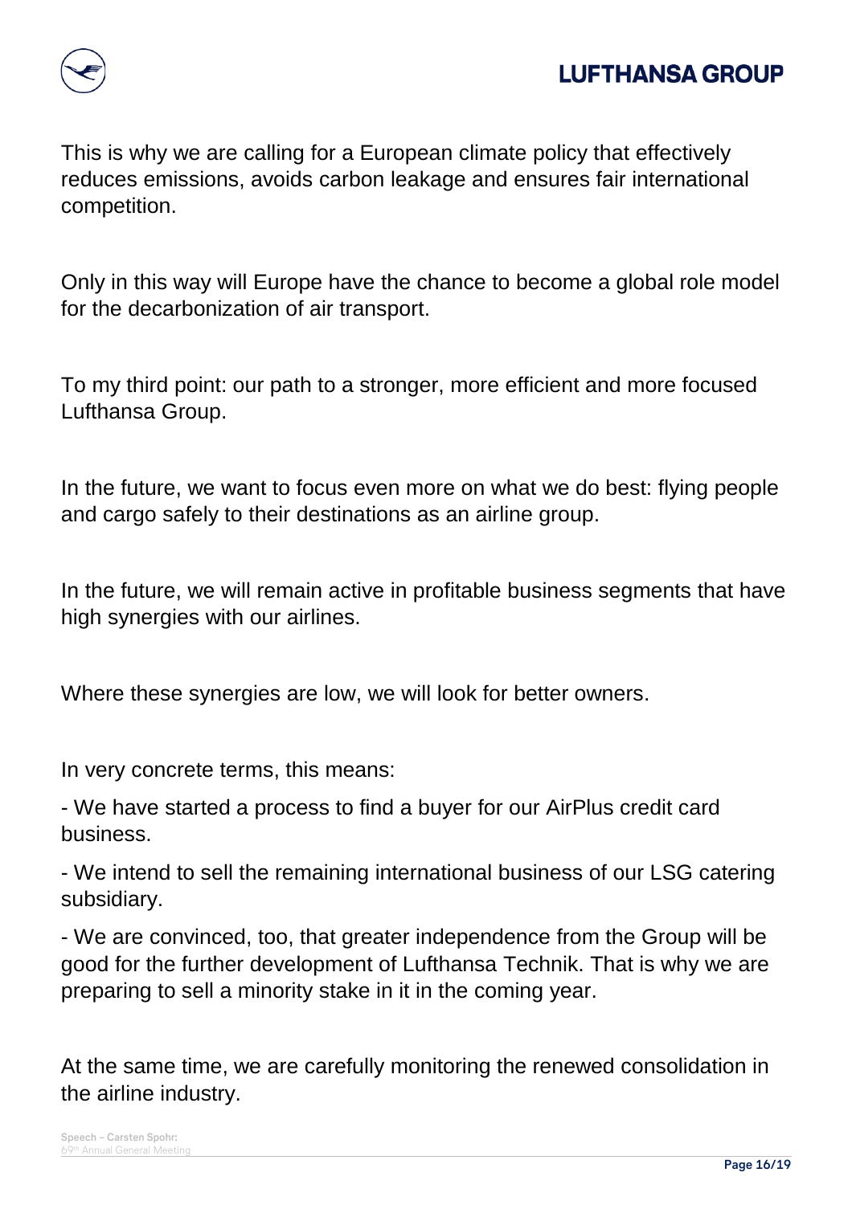This is why we are calling for a European climate policy that effectively reduces emissions, avoids carbon leakage and ensures fair international competition.

Only in this way will Europe have the chance to become a global role model for the decarbonization of air transport.

To my third point: our path to a stronger, more efficient and more focused Lufthansa Group.

In the future, we want to focus even more on what we do best: flying people and cargo safely to their destinations as an airline group.

In the future, we will remain active in profitable business segments that have high synergies with our airlines.

Where these synergies are low, we will look for better owners.

In very concrete terms, this means:

- We have started a process to find a buyer for our AirPlus credit card business.
- We intend to sell the remaining international business of our LSG catering subsidiary.
- We are convinced, too, that greater independence from the Group will be good for the further development of Lufthansa Technik. That is why we are preparing to sell a minority stake in it in the coming year.

At the same time, we are carefully monitoring the renewed consolidation in the airline industry.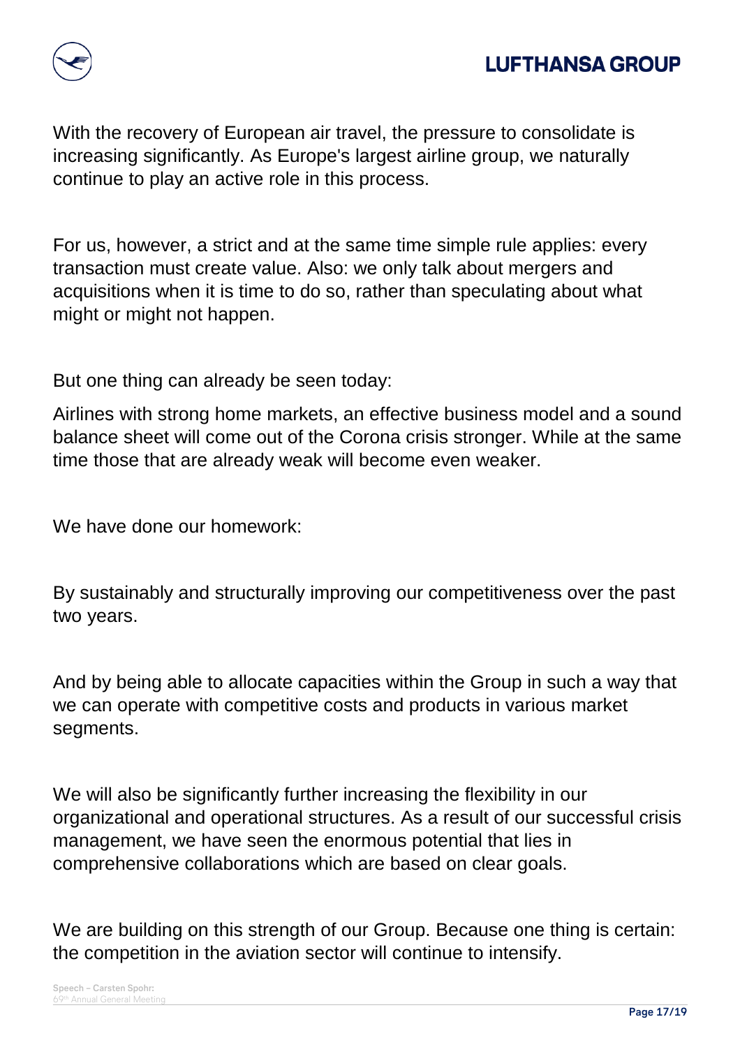With the recovery of European air travel, the pressure to consolidate is increasing significantly. As Europe's largest airline group, we naturally continue to play an active role in this process.

For us, however, a strict and at the same time simple rule applies: every transaction must create value. Also: we only talk about mergers and acquisitions when it is time to do so, rather than speculating about what might or might not happen.

But one thing can already be seen today:

Airlines with strong home markets, an effective business model and a sound balance sheet will come out of the Corona crisis stronger. While at the same time those that are already weak will become even weaker.

We have done our homework:

By sustainably and structurally improving our competitiveness over the past two years.

And by being able to allocate capacities within the Group in such a way that we can operate with competitive costs and products in various market segments.

We will also be significantly further increasing the flexibility in our organizational and operational structures. As a result of our successful crisis management, we have seen the enormous potential that lies in comprehensive collaborations which are based on clear goals.

We are building on this strength of our Group. Because one thing is certain: the competition in the aviation sector will continue to intensify.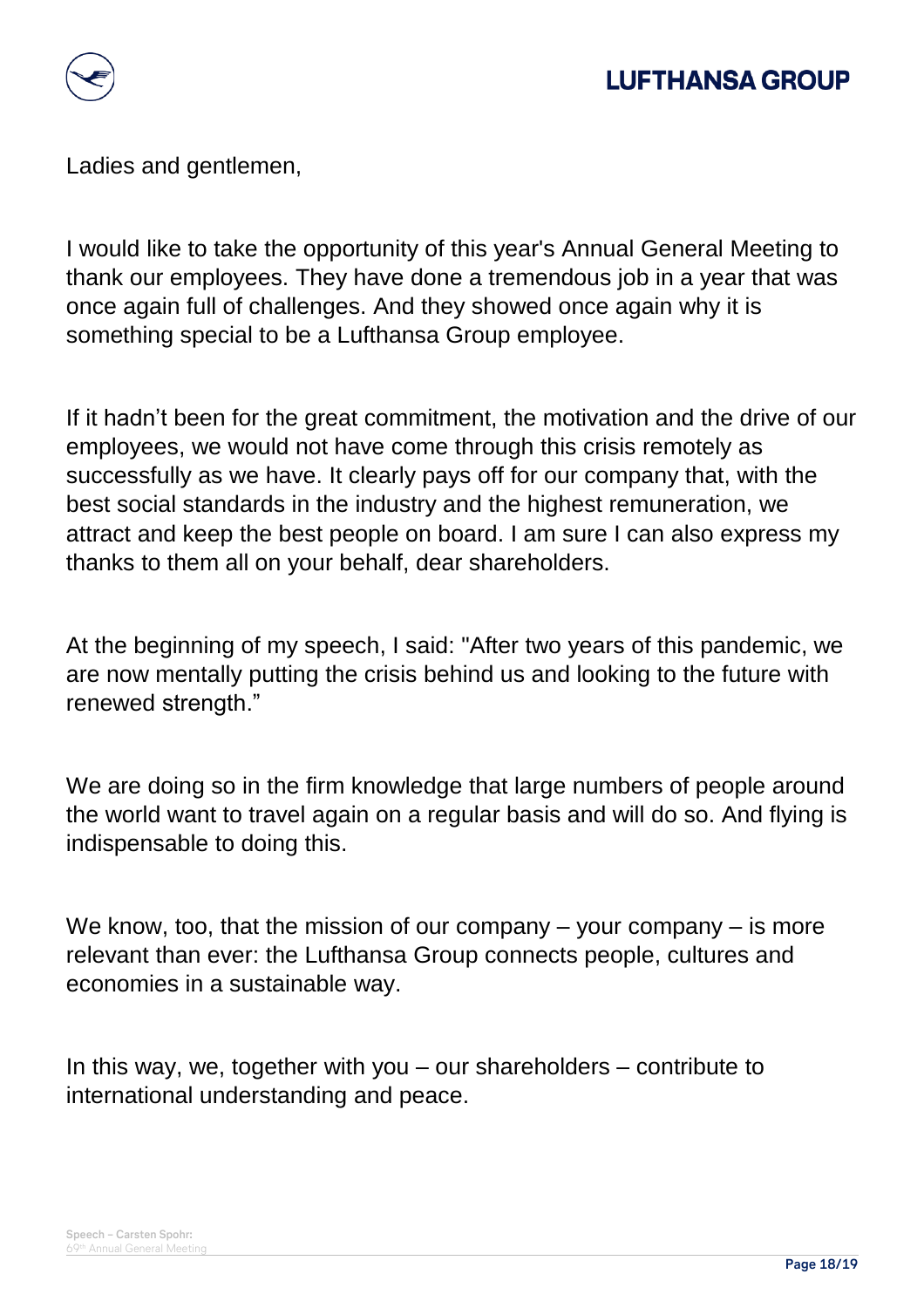Ladies and gentlemen,

I would like to take the opportunity of this year's Annual General Meeting to thank our employees. They have done a tremendous job in a year that was once again full of challenges. And they showed once again why it is something special to be a Lufthansa Group employee.

If it hadn't been for the great commitment, the motivation and the drive of our employees, we would not have come through this crisis remotely as successfully as we have. It clearly pays off for our company that, with the best social standards in the industry and the highest remuneration, we attract and keep the best people on board. I am sure I can also express my thanks to them all on your behalf, dear shareholders.

At the beginning of my speech, I said: "After two years of this pandemic, we are now mentally putting the crisis behind us and looking to the future with renewed strength."

We are doing so in the firm knowledge that large numbers of people around the world want to travel again on a regular basis and will do so. And flying is indispensable to doing this.

We know, too, that the mission of our company – your company – is more relevant than ever: the Lufthansa Group connects people, cultures and economies in a sustainable way.

In this way, we, together with you – our shareholders – contribute to international understanding and peace.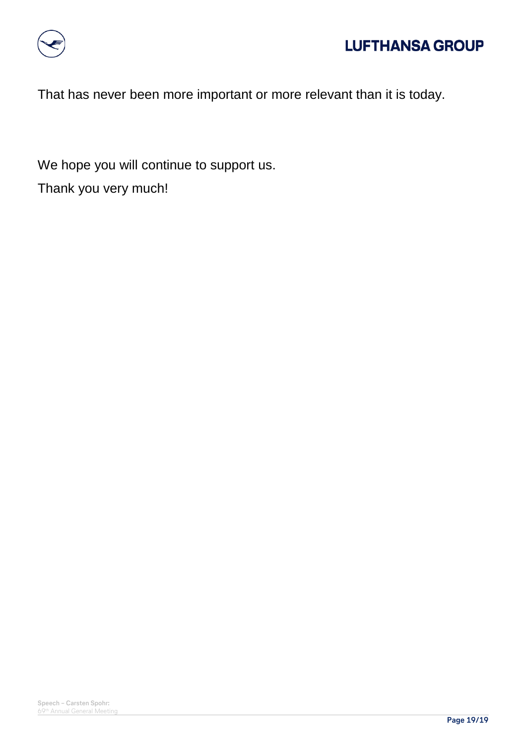That has never been more important or more relevant than it is today.

We hope you will continue to support us.

Thank you very much!